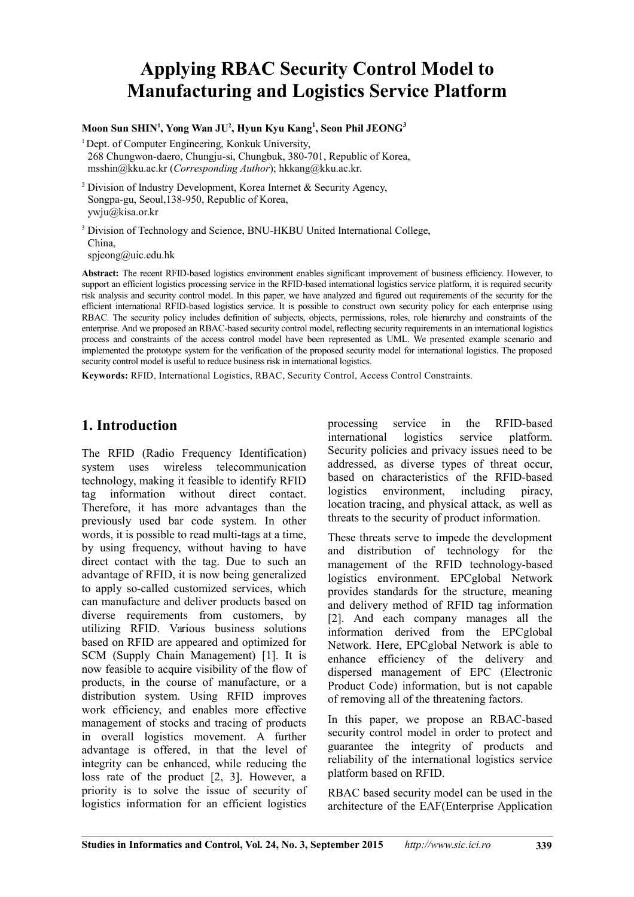# Applying RBAC Security Control Model to Manufacturing and Logistics Service Platform

**Moon Sun SHIN[1], Yong Wan JU[2], Hyun Kyu Kang[1], Seon Phil JEONG[3]**

[1] Dept. of Computer Engineering, Konkuk University,
268 Chungwon-daero, Chungju-si, Chungbuk, 380-701, Republic of Korea,
msshin@kku.ac.kr (*Corresponding Author*); hkkang@kku.ac.kr.

[2] Division of Industry Development, Korea Internet & Security Agency,
Songpa-gu, Seoul,138-950, Republic of Korea,
ywju@kisa.or.kr

[3] Division of Technology and Science, BNU-HKBU United International College,
China,
spjeong@uic.edu.hk

**Abstract:** The recent RFID-based logistics environment enables significant improvement of business efficiency. However, to support an efficient logistics processing service in the RFID-based international logistics service platform, it is required security risk analysis and security control model. In this paper, we have analyzed and figured out requirements of the security for the efficient international RFID-based logistics service. It is possible to construct own security policy for each enterprise using RBAC. The security policy includes definition of subjects, objects, permissions, roles, role hierarchy and constraints of the enterprise. And we proposed an RBAC-based security control model, reflecting security requirements in an international logistics process and constraints of the access control model have been represented as UML. We presented example scenario and implemented the prototype system for the verification of the proposed security model for international logistics. The proposed security control model is useful to reduce business risk in international logistics.

**Keywords:** RFID, International Logistics, RBAC, Security Control, Access Control Constraints.

## 1. Introduction

The RFID (Radio Frequency Identification) system uses wireless telecommunication technology, making it feasible to identify RFID tag information without direct contact. Therefore, it has more advantages than the previously used bar code system. In other words, it is possible to read multi-tags at a time, by using frequency, without having to have direct contact with the tag. Due to such an advantage of RFID, it is now being generalized to apply so-called customized services, which can manufacture and deliver products based on diverse requirements from customers, by utilizing RFID. Various business solutions based on RFID are appeared and optimized for SCM (Supply Chain Management) [1]. It is now feasible to acquire visibility of the flow of products, in the course of manufacture, or a distribution system. Using RFID improves work efficiency, and enables more effective management of stocks and tracing of products in overall logistics movement. A further advantage is offered, in that the level of integrity can be enhanced, while reducing the loss rate of the product [2, 3]. However, a priority is to solve the issue of security of logistics information for an efficient logistics processing service in the RFID-based international logistics service platform. Security policies and privacy issues need to be addressed, as diverse types of threat occur, based on characteristics of the RFID-based logistics environment, including piracy, location tracing, and physical attack, as well as threats to the security of product information.

These threats serve to impede the development and distribution of technology for the management of the RFID technology-based logistics environment. EPCglobal Network provides standards for the structure, meaning and delivery method of RFID tag information [2]. And each company manages all the information derived from the EPCglobal Network. Here, EPCglobal Network is able to enhance efficiency of the delivery and dispersed management of EPC (Electronic Product Code) information, but is not capable of removing all of the threatening factors.

In this paper, we propose an RBAC-based security control model in order to protect and guarantee the integrity of products and reliability of the international logistics service platform based on RFID.

RBAC based security model can be used in the architecture of the EAF(Enterprise Application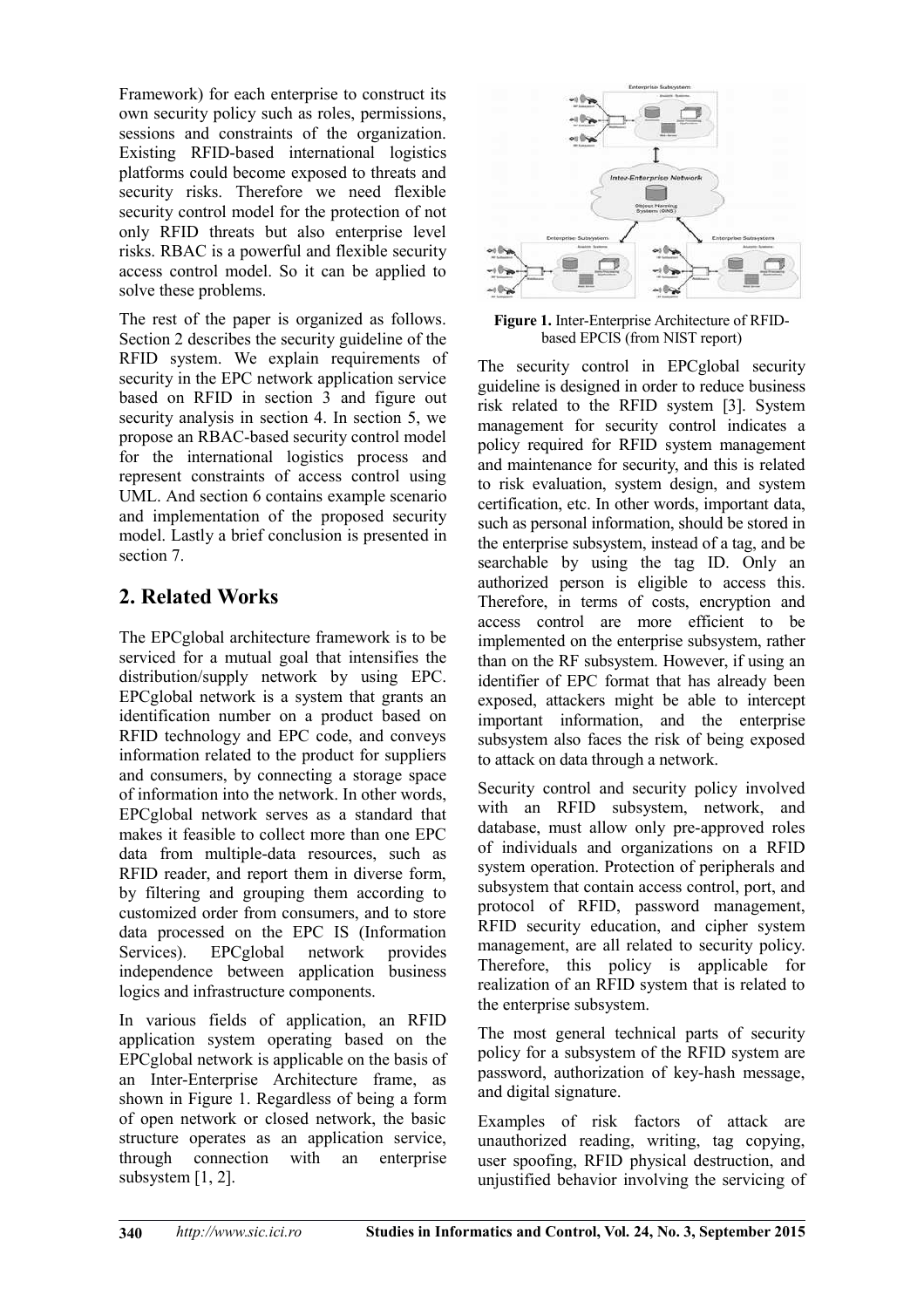Framework) for each enterprise to construct its own security policy such as roles, permissions, sessions and constraints of the organization. Existing RFID-based international logistics platforms could become exposed to threats and security risks. Therefore we need flexible security control model for the protection of not only RFID threats but also enterprise level risks. RBAC is a powerful and flexible security access control model. So it can be applied to solve these problems.

The rest of the paper is organized as follows. Section 2 describes the security guideline of the RFID system. We explain requirements of security in the EPC network application service based on RFID in section 3 and figure out security analysis in section 4. In section 5, we propose an RBAC-based security control model for the international logistics process and represent constraints of access control using UML. And section 6 contains example scenario and implementation of the proposed security model. Lastly a brief conclusion is presented in section 7.

## 2. Related Works

The EPCglobal architecture framework is to be serviced for a mutual goal that intensifies the distribution/supply network by using EPC. EPCglobal network is a system that grants an identification number on a product based on RFID technology and EPC code, and conveys information related to the product for suppliers and consumers, by connecting a storage space of information into the network. In other words, EPCglobal network serves as a standard that makes it feasible to collect more than one EPC data from multiple-data resources, such as RFID reader, and report them in diverse form, by filtering and grouping them according to customized order from consumers, and to store data processed on the EPC IS (Information Services). EPCglobal network provides independence between application business logics and infrastructure components.

In various fields of application, an RFID application system operating based on the EPCglobal network is applicable on the basis of an Inter-Enterprise Architecture frame, as shown in Figure 1. Regardless of being a form of open network or closed network, the basic structure operates as an application service, through connection with an enterprise subsystem [1, 2].

**Figure 1.** Inter-Enterprise Architecture of RFID-based EPCIS (from NIST report)

The security control in EPCglobal security guideline is designed in order to reduce business risk related to the RFID system [3]. System management for security control indicates a policy required for RFID system management and maintenance for security, and this is related to risk evaluation, system design, and system certification, etc. In other words, important data, such as personal information, should be stored in the enterprise subsystem, instead of a tag, and be searchable by using the tag ID. Only an authorized person is eligible to access this. Therefore, in terms of costs, encryption and access control are more efficient to be implemented on the enterprise subsystem, rather than on the RF subsystem. However, if using an identifier of EPC format that has already been exposed, attackers might be able to intercept important information, and the enterprise subsystem also faces the risk of being exposed to attack on data through a network.

Security control and security policy involved with an RFID subsystem, network, and database, must allow only pre-approved roles of individuals and organizations on a RFID system operation. Protection of peripherals and subsystem that contain access control, port, and protocol of RFID, password management, RFID security education, and cipher system management, are all related to security policy. Therefore, this policy is applicable for realization of an RFID system that is related to the enterprise subsystem.

The most general technical parts of security policy for a subsystem of the RFID system are password, authorization of key-hash message, and digital signature.

Examples of risk factors of attack are unauthorized reading, writing, tag copying, user spoofing, RFID physical destruction, and unjustified behavior involving the servicing of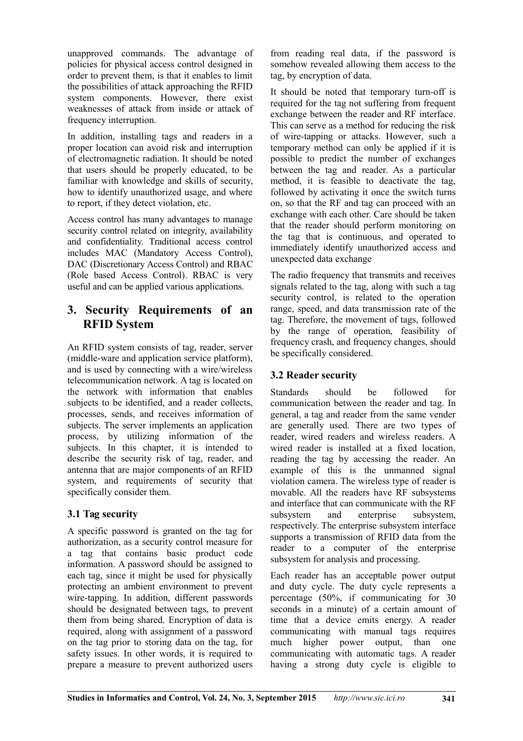unapproved commands. The advantage of policies for physical access control designed in order to prevent them, is that it enables to limit the possibilities of attack approaching the RFID system components. However, there exist weaknesses of attack from inside or attack of frequency interruption.

In addition, installing tags and readers in a proper location can avoid risk and interruption of electromagnetic radiation. It should be noted that users should be properly educated, to be familiar with knowledge and skills of security, how to identify unauthorized usage, and where to report, if they detect violation, etc.

Access control has many advantages to manage security control related on integrity, availability and confidentiality. Traditional access control includes MAC (Mandatory Access Control), DAC (Discretionary Access Control) and RBAC (Role based Access Control). RBAC is very useful and can be applied various applications.

## 3. Security Requirements of an RFID System

An RFID system consists of tag, reader, server (middle-ware and application service platform), and is used by connecting with a wire/wireless telecommunication network. A tag is located on the network with information that enables subjects to be identified, and a reader collects, processes, sends, and receives information of subjects. The server implements an application process, by utilizing information of the subjects. In this chapter, it is intended to describe the security risk of tag, reader, and antenna that are major components of an RFID system, and requirements of security that specifically consider them.

### 3.1 Tag security

A specific password is granted on the tag for authorization, as a security control measure for a tag that contains basic product code information. A password should be assigned to each tag, since it might be used for physically protecting an ambient environment to prevent wire-tapping. In addition, different passwords should be designated between tags, to prevent them from being shared. Encryption of data is required, along with assignment of a password on the tag prior to storing data on the tag, for safety issues. In other words, it is required to prepare a measure to prevent authorized users from reading real data, if the password is somehow revealed allowing them access to the tag, by encryption of data.

It should be noted that temporary turn-off is required for the tag not suffering from frequent exchange between the reader and RF interface. This can serve as a method for reducing the risk of wire-tapping or attacks. However, such a temporary method can only be applied if it is possible to predict the number of exchanges between the tag and reader. As a particular method, it is feasible to deactivate the tag, followed by activating it once the switch turns on, so that the RF and tag can proceed with an exchange with each other. Care should be taken that the reader should perform monitoring on the tag that is continuous, and operated to immediately identify unauthorized access and unexpected data exchange

The radio frequency that transmits and receives signals related to the tag, along with such a tag security control, is related to the operation range, speed, and data transmission rate of the tag. Therefore, the movement of tags, followed by the range of operation, feasibility of frequency crash, and frequency changes, should be specifically considered.

### 3.2 Reader security

Standards should be followed for communication between the reader and tag. In general, a tag and reader from the same vender are generally used. There are two types of reader, wired readers and wireless readers. A wired reader is installed at a fixed location, reading the tag by accessing the reader. An example of this is the unmanned signal violation camera. The wireless type of reader is movable. All the readers have RF subsystems and interface that can communicate with the RF subsystem and enterprise subsystem, respectively. The enterprise subsystem interface supports a transmission of RFID data from the reader to a computer of the enterprise subsystem for analysis and processing.

Each reader has an acceptable power output and duty cycle. The duty cycle represents a percentage (50%, if communicating for 30 seconds in a minute) of a certain amount of time that a device emits energy. A reader communicating with manual tags requires much higher power output, than one communicating with automatic tags. A reader having a strong duty cycle is eligible to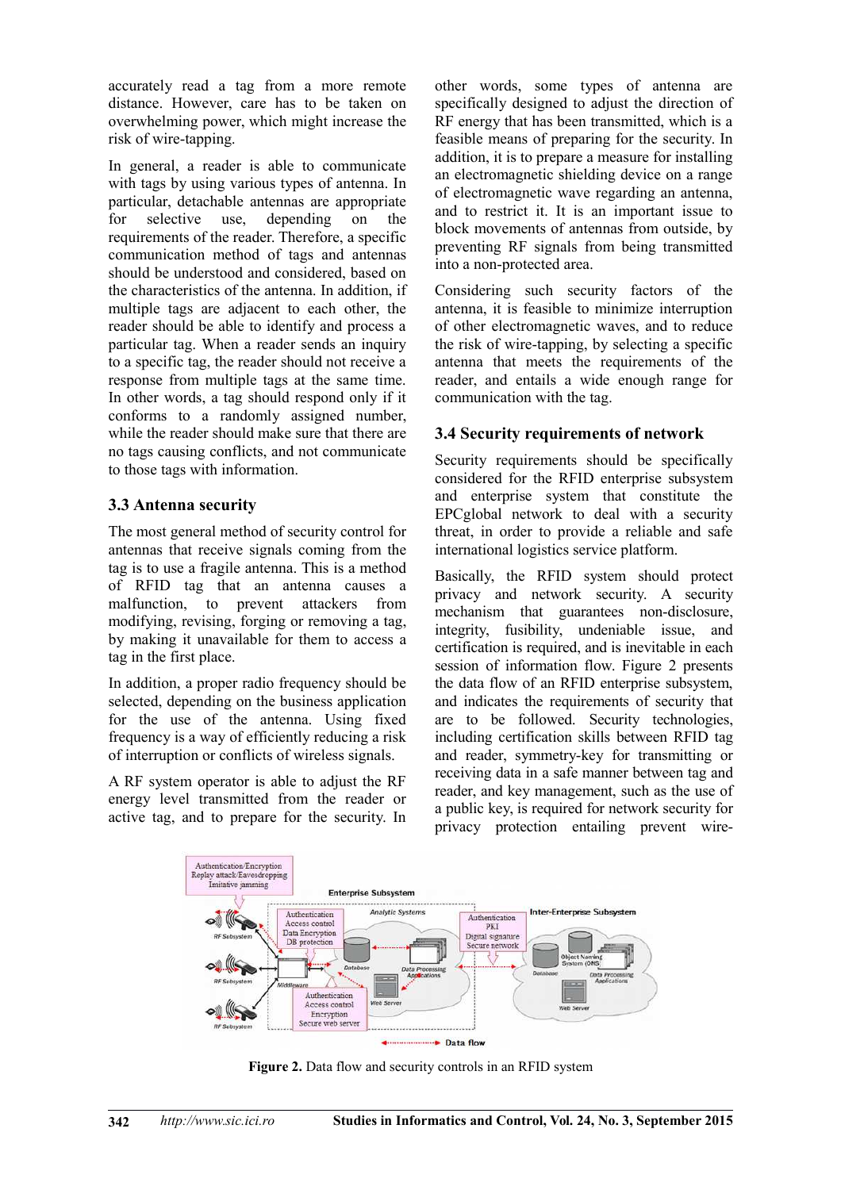accurately read a tag from a more remote distance. However, care has to be taken on overwhelming power, which might increase the risk of wire-tapping.

In general, a reader is able to communicate with tags by using various types of antenna. In particular, detachable antennas are appropriate for selective use, depending on the requirements of the reader. Therefore, a specific communication method of tags and antennas should be understood and considered, based on the characteristics of the antenna. In addition, if multiple tags are adjacent to each other, the reader should be able to identify and process a particular tag. When a reader sends an inquiry to a specific tag, the reader should not receive a response from multiple tags at the same time. In other words, a tag should respond only if it conforms to a randomly assigned number, while the reader should make sure that there are no tags causing conflicts, and not communicate to those tags with information.

### 3.3 Antenna security

The most general method of security control for antennas that receive signals coming from the tag is to use a fragile antenna. This is a method of RFID tag that an antenna causes a malfunction, to prevent attackers from modifying, revising, forging or removing a tag, by making it unavailable for them to access a tag in the first place.

In addition, a proper radio frequency should be selected, depending on the business application for the use of the antenna. Using fixed frequency is a way of efficiently reducing a risk of interruption or conflicts of wireless signals.

A RF system operator is able to adjust the RF energy level transmitted from the reader or active tag, and to prepare for the security. In other words, some types of antenna are specifically designed to adjust the direction of RF energy that has been transmitted, which is a feasible means of preparing for the security. In addition, it is to prepare a measure for installing an electromagnetic shielding device on a range of electromagnetic wave regarding an antenna, and to restrict it. It is an important issue to block movements of antennas from outside, by preventing RF signals from being transmitted into a non-protected area.

Considering such security factors of the antenna, it is feasible to minimize interruption of other electromagnetic waves, and to reduce the risk of wire-tapping, by selecting a specific antenna that meets the requirements of the reader, and entails a wide enough range for communication with the tag.

### 3.4 Security requirements of network

Security requirements should be specifically considered for the RFID enterprise subsystem and enterprise system that constitute the EPCglobal network to deal with a security threat, in order to provide a reliable and safe international logistics service platform.

Basically, the RFID system should protect privacy and network security. A security mechanism that guarantees non-disclosure, integrity, fusibility, undeniable issue, and certification is required, and is inevitable in each session of information flow. Figure 2 presents the data flow of an RFID enterprise subsystem, and indicates the requirements of security that are to be followed. Security technologies, including certification skills between RFID tag and reader, symmetry-key for transmitting or receiving data in a safe manner between tag and reader, and key management, such as the use of a public key, is required for network security for privacy protection entailing prevent wire-

**Figure 2.** Data flow and security controls in an RFID system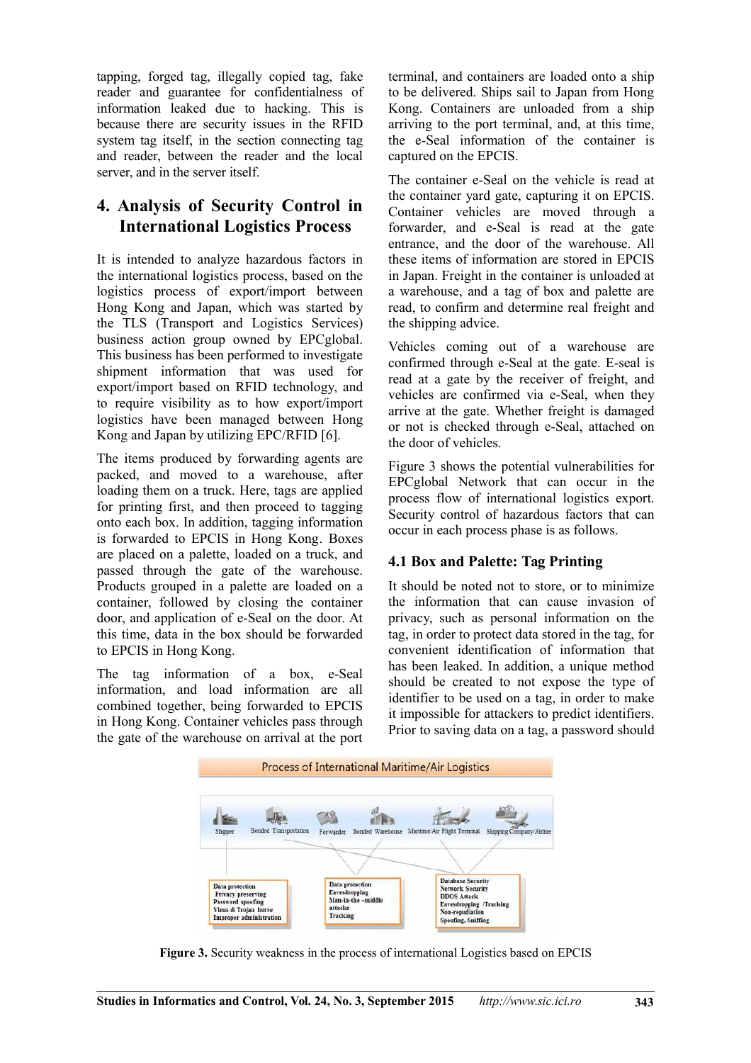tapping, forged tag, illegally copied tag, fake reader and guarantee for confidentialness of information leaked due to hacking. This is because there are security issues in the RFID system tag itself, in the section connecting tag and reader, between the reader and the local server, and in the server itself.

## 4. Analysis of Security Control in International Logistics Process

It is intended to analyze hazardous factors in the international logistics process, based on the logistics process of export/import between Hong Kong and Japan, which was started by the TLS (Transport and Logistics Services) business action group owned by EPCglobal. This business has been performed to investigate shipment information that was used for export/import based on RFID technology, and to require visibility as to how export/import logistics have been managed between Hong Kong and Japan by utilizing EPC/RFID [6].

The items produced by forwarding agents are packed, and moved to a warehouse, after loading them on a truck. Here, tags are applied for printing first, and then proceed to tagging onto each box. In addition, tagging information is forwarded to EPCIS in Hong Kong. Boxes are placed on a palette, loaded on a truck, and passed through the gate of the warehouse. Products grouped in a palette are loaded on a container, followed by closing the container door, and application of e-Seal on the door. At this time, data in the box should be forwarded to EPCIS in Hong Kong.

The tag information of a box, e-Seal information, and load information are all combined together, being forwarded to EPCIS in Hong Kong. Container vehicles pass through the gate of the warehouse on arrival at the port terminal, and containers are loaded onto a ship to be delivered. Ships sail to Japan from Hong Kong. Containers are unloaded from a ship arriving to the port terminal, and, at this time, the e-Seal information of the container is captured on the EPCIS.

The container e-Seal on the vehicle is read at the container yard gate, capturing it on EPCIS. Container vehicles are moved through a forwarder, and e-Seal is read at the gate entrance, and the door of the warehouse. All these items of information are stored in EPCIS in Japan. Freight in the container is unloaded at a warehouse, and a tag of box and palette are read, to confirm and determine real freight and the shipping advice.

Vehicles coming out of a warehouse are confirmed through e-Seal at the gate. E-seal is read at a gate by the receiver of freight, and vehicles are confirmed via e-Seal, when they arrive at the gate. Whether freight is damaged or not is checked through e-Seal, attached on the door of vehicles.

Figure 3 shows the potential vulnerabilities for EPCglobal Network that can occur in the process flow of international logistics export. Security control of hazardous factors that can occur in each process phase is as follows.

### 4.1 Box and Palette: Tag Printing

It should be noted not to store, or to minimize the information that can cause invasion of privacy, such as personal information on the tag, in order to protect data stored in the tag, for convenient identification of information that has been leaked. In addition, a unique method should be created to not expose the type of identifier to be used on a tag, in order to make it impossible for attackers to predict identifiers. Prior to saving data on a tag, a password should

Process of International Maritime/Air Logistics

Shipper | Bonded Transportation | Forwarder | Bonded Warehouse | Maritime/Air Flight Terminal | Shipping Company/Airline

Data protection
Privacy preserving
Password spoofing
Virus & Trojan horse
Improper administration

Data protection
Eavesdropping
Man-in-the-middle attacks
Tracking

Database Security
Network Security
DDOS Attack
Eavesdropping /Tracking
Non-repudiation
Spoofing, Sniffing

**Figure 3.** Security weakness in the process of international Logistics based on EPCIS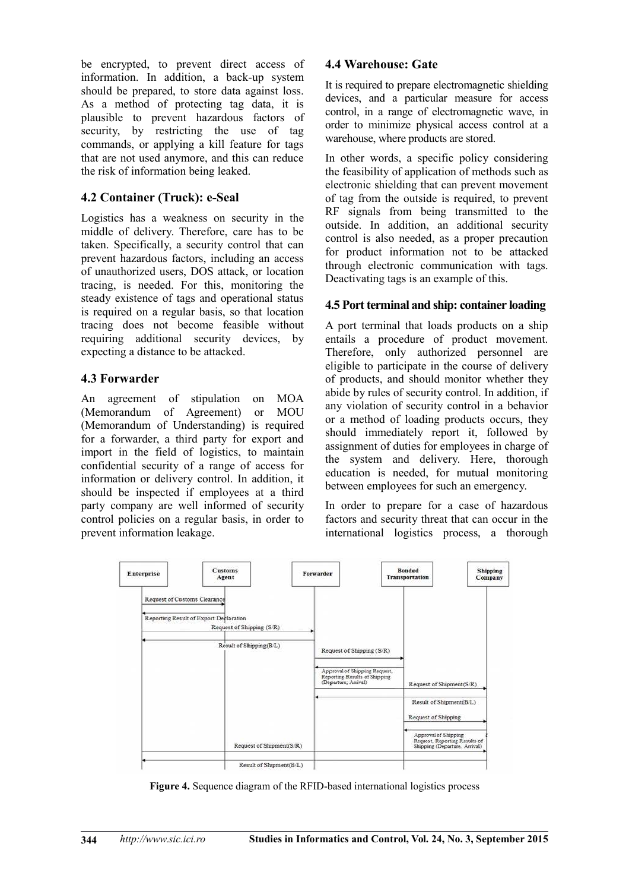be encrypted, to prevent direct access of information. In addition, a back-up system should be prepared, to store data against loss. As a method of protecting tag data, it is plausible to prevent hazardous factors of security, by restricting the use of tag commands, or applying a kill feature for tags that are not used anymore, and this can reduce the risk of information being leaked.

### 4.2 Container (Truck): e-Seal

Logistics has a weakness on security in the middle of delivery. Therefore, care has to be taken. Specifically, a security control that can prevent hazardous factors, including an access of unauthorized users, DOS attack, or location tracing, is needed. For this, monitoring the steady existence of tags and operational status is required on a regular basis, so that location tracing does not become feasible without requiring additional security devices, by expecting a distance to be attacked.

### 4.3 Forwarder

An agreement of stipulation on MOA (Memorandum of Agreement) or MOU (Memorandum of Understanding) is required for a forwarder, a third party for export and import in the field of logistics, to maintain confidential security of a range of access for information or delivery control. In addition, it should be inspected if employees at a third party company are well informed of security control policies on a regular basis, in order to prevent information leakage.

### 4.4 Warehouse: Gate

It is required to prepare electromagnetic shielding devices, and a particular measure for access control, in a range of electromagnetic wave, in order to minimize physical access control at a warehouse, where products are stored.

In other words, a specific policy considering the feasibility of application of methods such as electronic shielding that can prevent movement of tag from the outside is required, to prevent RF signals from being transmitted to the outside. In addition, an additional security control is also needed, as a proper precaution for product information not to be attacked through electronic communication with tags. Deactivating tags is an example of this.

### 4.5 Port terminal and ship: container loading

A port terminal that loads products on a ship entails a procedure of product movement. Therefore, only authorized personnel are eligible to participate in the course of delivery of products, and should monitor whether they abide by rules of security control. In addition, if any violation of security control in a behavior or a method of loading products occurs, they should immediately report it, followed by assignment of duties for employees in charge of the system and delivery. Here, thorough education is needed, for mutual monitoring between employees for such an emergency.

In order to prepare for a case of hazardous factors and security threat that can occur in the international logistics process, a thorough

**Figure 4.** Sequence diagram of the RFID-based international logistics process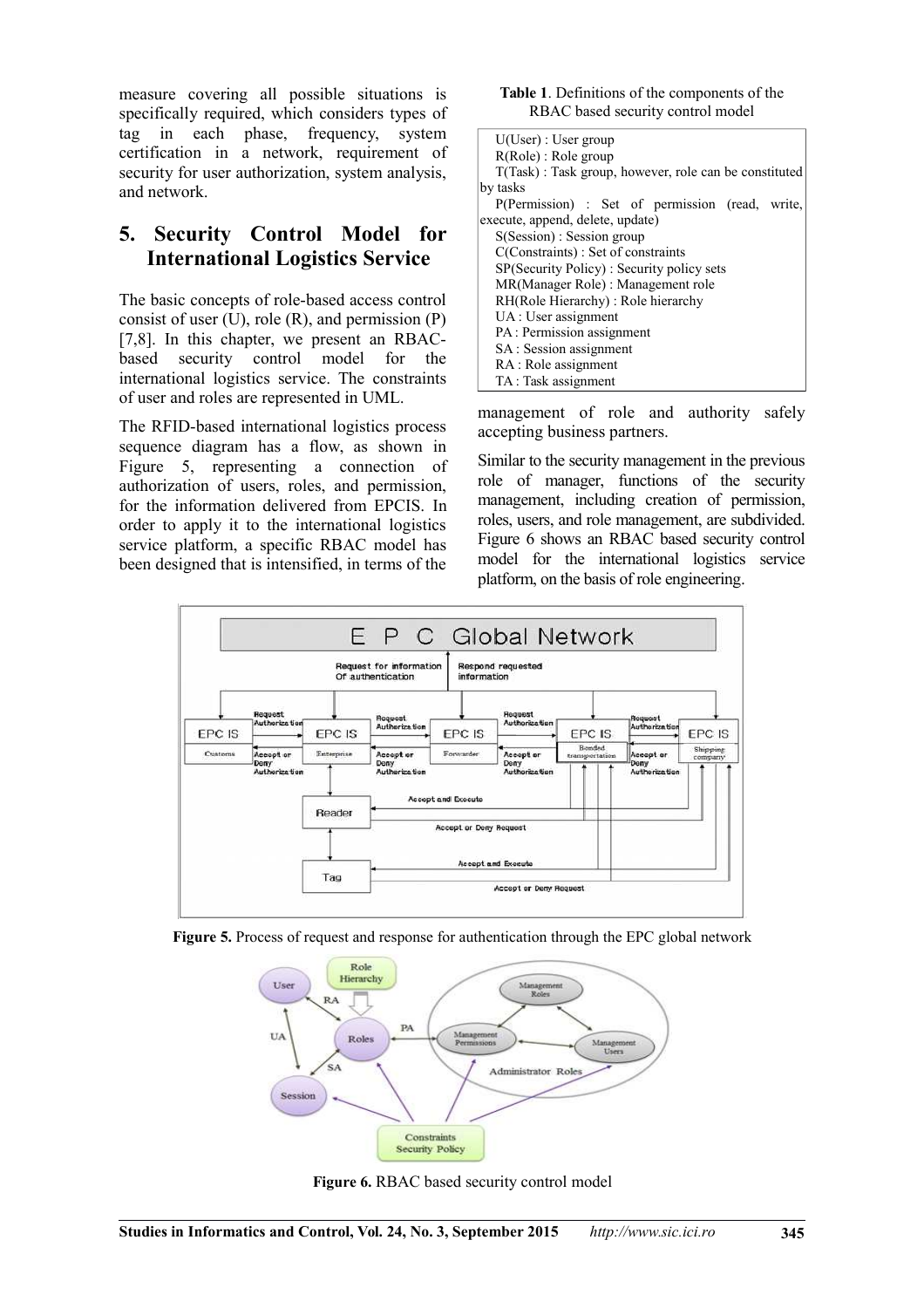measure covering all possible situations is specifically required, which considers types of tag in each phase, frequency, system certification in a network, requirement of security for user authorization, system analysis, and network.

## 5. Security Control Model for International Logistics Service

The basic concepts of role-based access control consist of user (U), role (R), and permission (P) [7,8]. In this chapter, we present an RBAC-based security control model for the international logistics service. The constraints of user and roles are represented in UML.

The RFID-based international logistics process sequence diagram has a flow, as shown in Figure 5, representing a connection of authorization of users, roles, and permission, for the information delivered from EPCIS. In order to apply it to the international logistics service platform, a specific RBAC model has been designed that is intensified, in terms of the management of role and authority safely accepting business partners.

**Table 1**. Definitions of the components of the RBAC based security control model

| |
|---|
| U(User) : User group |
| R(Role) : Role group |
| T(Task) : Task group, however, role can be constituted by tasks |
| P(Permission) : Set of permission (read, write, execute, append, delete, update) |
| S(Session) : Session group |
| C(Constraints) : Set of constraints |
| SP(Security Policy) : Security policy sets |
| MR(Manager Role) : Management role |
| RH(Role Hierarchy) : Role hierarchy |
| UA : User assignment |
| PA : Permission assignment |
| SA : Session assignment |
| RA : Role assignment |
| TA : Task assignment |

Similar to the security management in the previous role of manager, functions of the security management, including creation of permission, roles, users, and role management, are subdivided. Figure 6 shows an RBAC based security control model for the international logistics service platform, on the basis of role engineering.

**Figure 5.** Process of request and response for authentication through the EPC global network

**Figure 6.** RBAC based security control model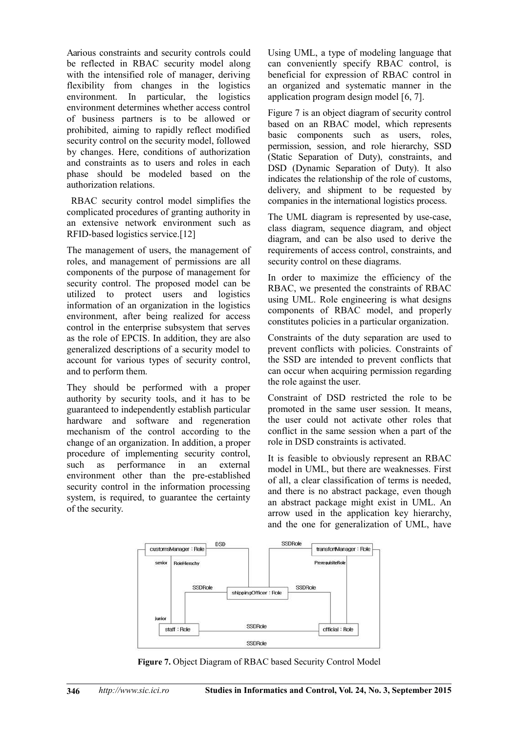Aarious constraints and security controls could be reflected in RBAC security model along with the intensified role of manager, deriving flexibility from changes in the logistics environment. In particular, the logistics environment determines whether access control of business partners is to be allowed or prohibited, aiming to rapidly reflect modified security control on the security model, followed by changes. Here, conditions of authorization and constraints as to users and roles in each phase should be modeled based on the authorization relations.

RBAC security control model simplifies the complicated procedures of granting authority in an extensive network environment such as RFID-based logistics service.[12]

The management of users, the management of roles, and management of permissions are all components of the purpose of management for security control. The proposed model can be utilized to protect users and logistics information of an organization in the logistics environment, after being realized for access control in the enterprise subsystem that serves as the role of EPCIS. In addition, they are also generalized descriptions of a security model to account for various types of security control, and to perform them.

They should be performed with a proper authority by security tools, and it has to be guaranteed to independently establish particular hardware and software and regeneration mechanism of the control according to the change of an organization. In addition, a proper procedure of implementing security control, such as performance in an external environment other than the pre-established security control in the information processing system, is required, to guarantee the certainty of the security.

Using UML, a type of modeling language that can conveniently specify RBAC control, is beneficial for expression of RBAC control in an organized and systematic manner in the application program design model [6, 7].

Figure 7 is an object diagram of security control based on an RBAC model, which represents basic components such as users, roles, permission, session, and role hierarchy, SSD (Static Separation of Duty), constraints, and DSD (Dynamic Separation of Duty). It also indicates the relationship of the role of customs, delivery, and shipment to be requested by companies in the international logistics process.

The UML diagram is represented by use-case, class diagram, sequence diagram, and object diagram, and can be also used to derive the requirements of access control, constraints, and security control on these diagrams.

In order to maximize the efficiency of the RBAC, we presented the constraints of RBAC using UML. Role engineering is what designs components of RBAC model, and properly constitutes policies in a particular organization.

Constraints of the duty separation are used to prevent conflicts with policies. Constraints of the SSD are intended to prevent conflicts that can occur when acquiring permission regarding the role against the user.

Constraint of DSD restricted the role to be promoted in the same user session. It means, the user could not activate other roles that conflict in the same session when a part of the role in DSD constraints is activated.

It is feasible to obviously represent an RBAC model in UML, but there are weaknesses. First of all, a clear classification of terms is needed, and there is no abstract package, even though an abstract package might exist in UML. An arrow used in the application key hierarchy, and the one for generalization of UML, have

**Figure 7.** Object Diagram of RBAC based Security Control Model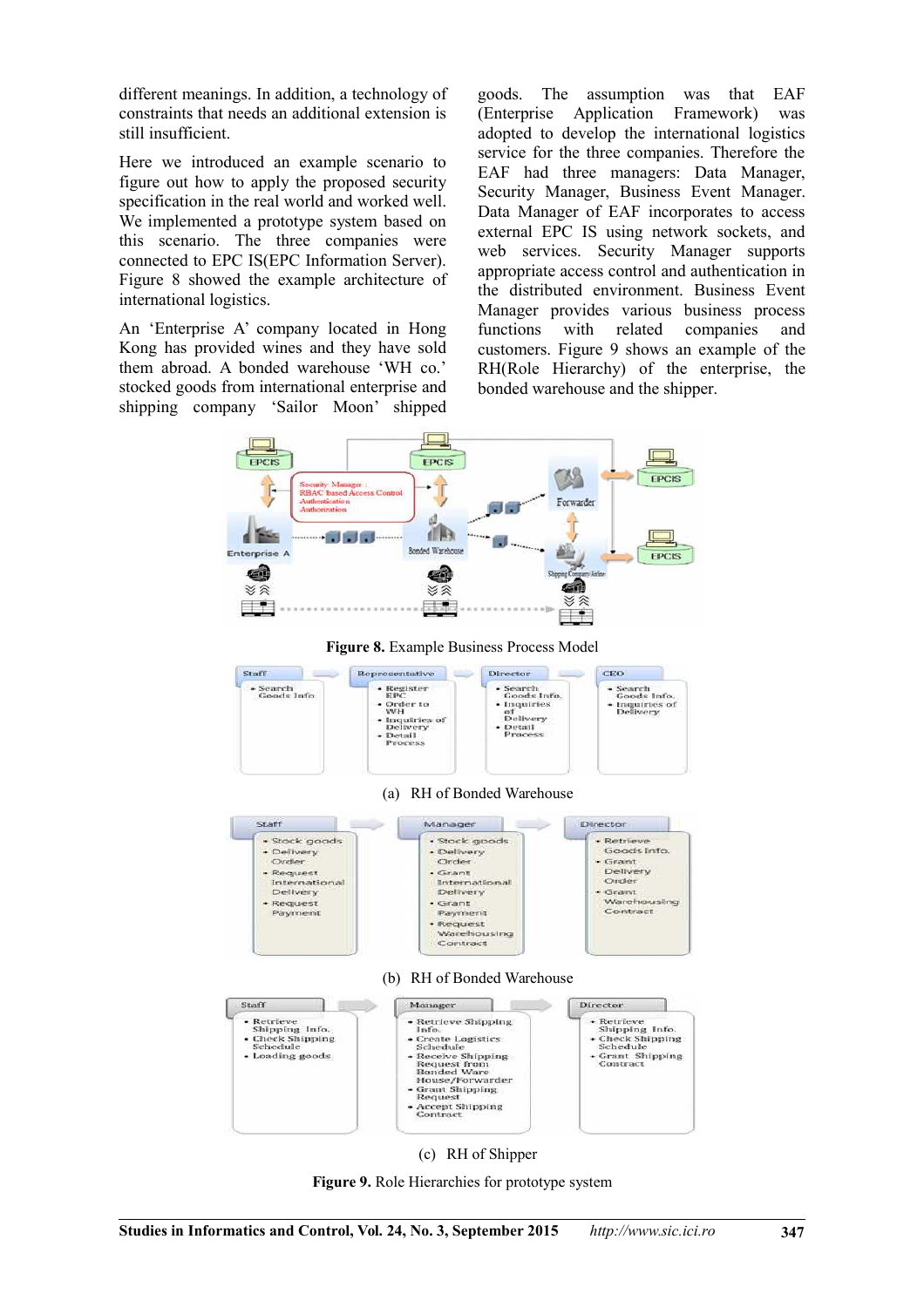different meanings. In addition, a technology of constraints that needs an additional extension is still insufficient.

Here we introduced an example scenario to figure out how to apply the proposed security specification in the real world and worked well. We implemented a prototype system based on this scenario. The three companies were connected to EPC IS(EPC Information Server). Figure 8 showed the example architecture of international logistics.

An 'Enterprise A' company located in Hong Kong has provided wines and they have sold them abroad. A bonded warehouse 'WH co.' stocked goods from international enterprise and shipping company 'Sailor Moon' shipped goods. The assumption was that EAF (Enterprise Application Framework) was adopted to develop the international logistics service for the three companies. Therefore the EAF had three managers: Data Manager, Security Manager, Business Event Manager. Data Manager of EAF incorporates to access external EPC IS using network sockets, and web services. Security Manager supports appropriate access control and authentication in the distributed environment. Business Event Manager provides various business process functions with related companies and customers. Figure 9 shows an example of the RH(Role Hierarchy) of the enterprise, the bonded warehouse and the shipper.

**Figure 8.** Example Business Process Model

(a) RH of Bonded Warehouse

(b) RH of Bonded Warehouse

(c) RH of Shipper

**Figure 9.** Role Hierarchies for prototype system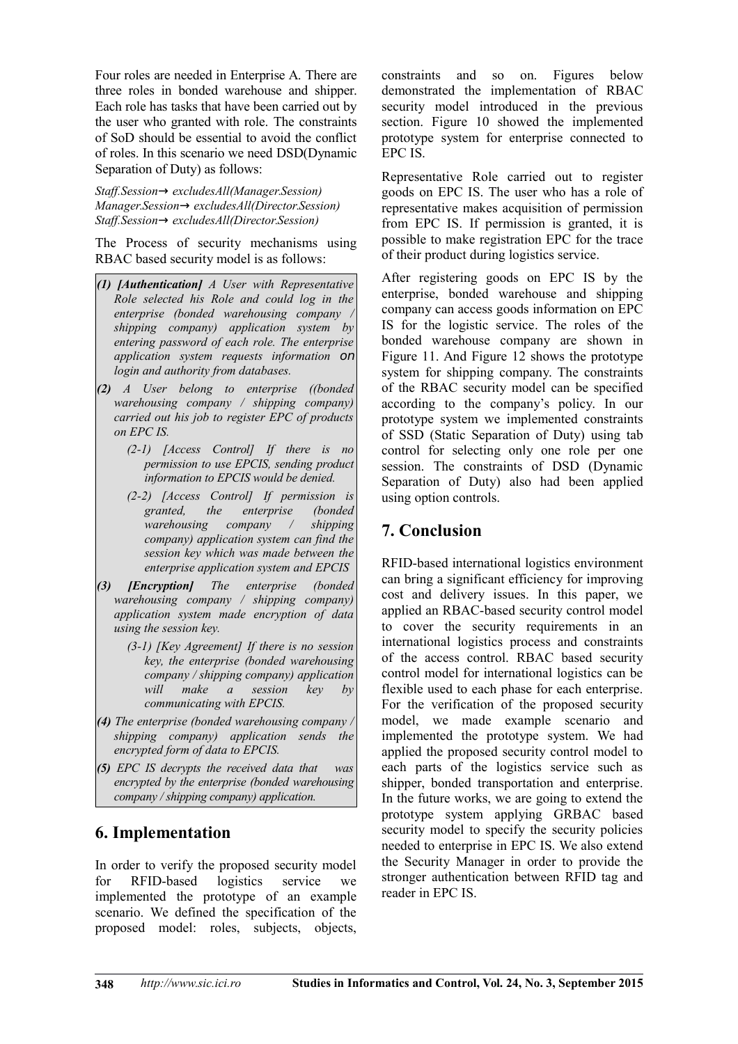Four roles are needed in Enterprise A. There are three roles in bonded warehouse and shipper. Each role has tasks that have been carried out by the user who granted with role. The constraints of SoD should be essential to avoid the conflict of roles. In this scenario we need DSD(Dynamic Separation of Duty) as follows:

*Staff.Session→ excludesAll(Manager.Session)*
*Manager.Session→ excludesAll(Director.Session)*
*Staff.Session→ excludesAll(Director.Session)*

The Process of security mechanisms using RBAC based security model is as follows:

*(1)* ***[Authentication]*** *A User with Representative Role selected his Role and could log in the enterprise (bonded warehousing company / shipping company) application system by entering password of each role. The enterprise application system requests information on login and authority from databases.*

*(2) A User belong to enterprise ((bonded warehousing company / shipping company) carried out his job to register EPC of products on EPC IS.*

- *(2-1) [Access Control] If there is no permission to use EPCIS, sending product information to EPCIS would be denied.*
- *(2-2) [Access Control] If permission is granted, the enterprise (bonded warehousing company / shipping company) application system can find the session key which was made between the enterprise application system and EPCIS*

*(3)* ***[Encryption]*** *The enterprise (bonded warehousing company / shipping company) application system made encryption of data using the session key.*

- *(3-1) [Key Agreement] If there is no session key, the enterprise (bonded warehousing company / shipping company) application will make a session key by communicating with EPCIS.*

*(4) The enterprise (bonded warehousing company / shipping company) application sends the encrypted form of data to EPCIS.*

*(5) EPC IS decrypts the received data that was encrypted by the enterprise (bonded warehousing company / shipping company) application.*

## 6. Implementation

In order to verify the proposed security model for RFID-based logistics service we implemented the prototype of an example scenario. We defined the specification of the proposed model: roles, subjects, objects, constraints and so on. Figures below demonstrated the implementation of RBAC security model introduced in the previous section. Figure 10 showed the implemented prototype system for enterprise connected to EPC IS.

Representative Role carried out to register goods on EPC IS. The user who has a role of representative makes acquisition of permission from EPC IS. If permission is granted, it is possible to make registration EPC for the trace of their product during logistics service.

After registering goods on EPC IS by the enterprise, bonded warehouse and shipping company can access goods information on EPC IS for the logistic service. The roles of the bonded warehouse company are shown in Figure 11. And Figure 12 shows the prototype system for shipping company. The constraints of the RBAC security model can be specified according to the company's policy. In our prototype system we implemented constraints of SSD (Static Separation of Duty) using tab control for selecting only one role per one session. The constraints of DSD (Dynamic Separation of Duty) also had been applied using option controls.

## 7. Conclusion

RFID-based international logistics environment can bring a significant efficiency for improving cost and delivery issues. In this paper, we applied an RBAC-based security control model to cover the security requirements in an international logistics process and constraints of the access control. RBAC based security control model for international logistics can be flexible used to each phase for each enterprise. For the verification of the proposed security model, we made example scenario and implemented the prototype system. We had applied the proposed security control model to each parts of the logistics service such as shipper, bonded transportation and enterprise. In the future works, we are going to extend the prototype system applying GRBAC based security model to specify the security policies needed to enterprise in EPC IS. We also extend the Security Manager in order to provide the stronger authentication between RFID tag and reader in EPC IS.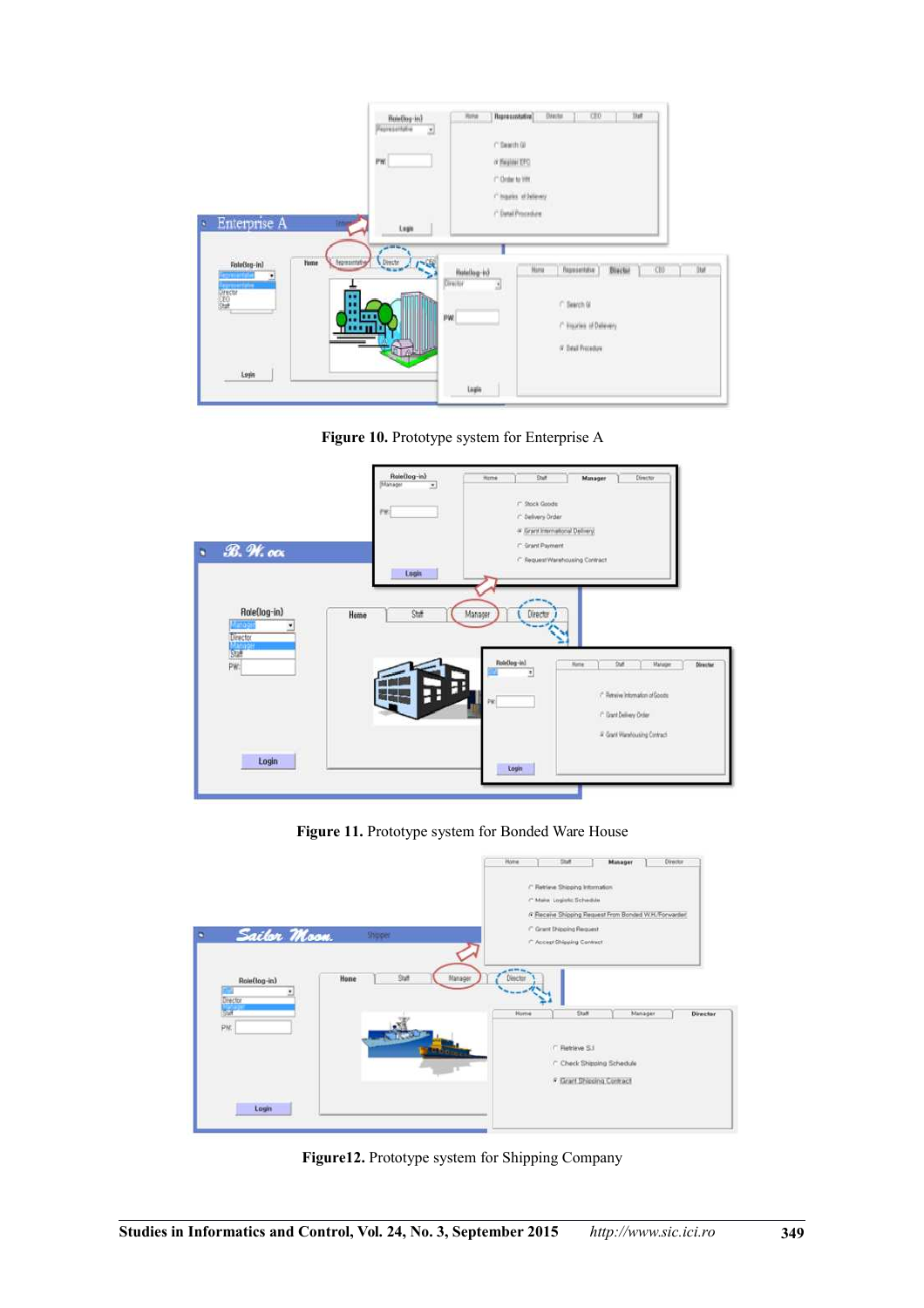**Figure 10.** Prototype system for Enterprise A

**Figure 11.** Prototype system for Bonded Ware House

**Figure12.** Prototype system for Shipping Company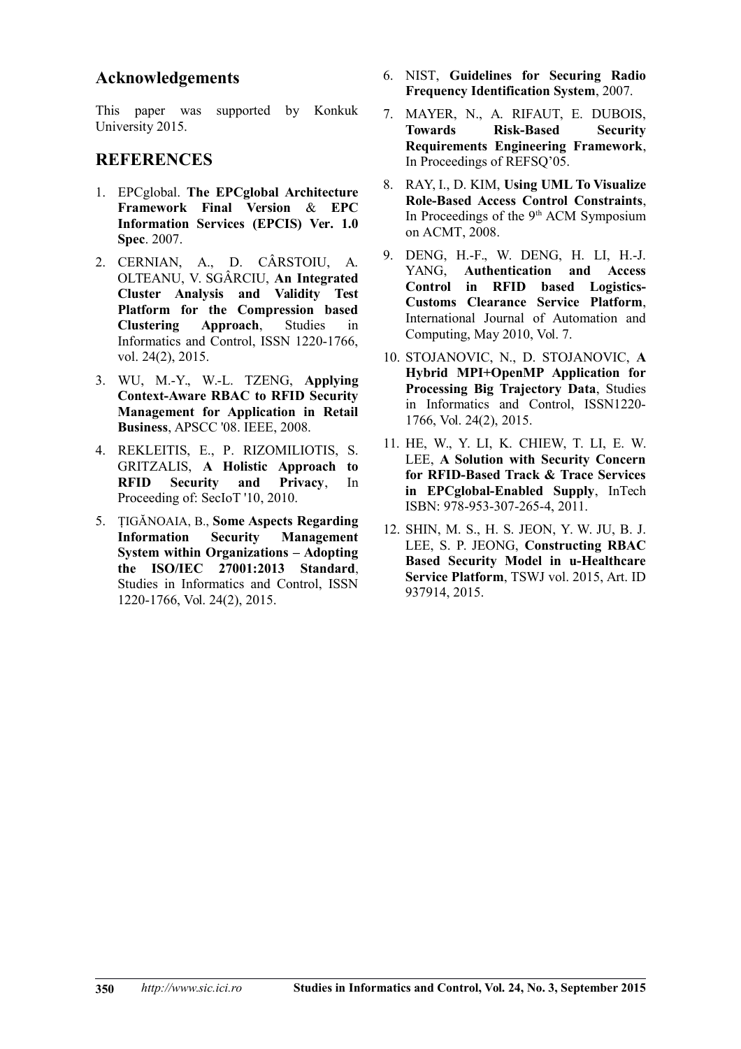## Acknowledgements

This paper was supported by Konkuk University 2015.

## REFERENCES

1. EPCglobal. **The EPCglobal Architecture Framework Final Version** & **EPC Information Services (EPCIS) Ver. 1.0 Spec**. 2007.
2. CERNIAN, A., D. CÂRSTOIU, A. OLTEANU, V. SGÂRCIU, **An Integrated Cluster Analysis and Validity Test Platform for the Compression based Clustering Approach**, Studies in Informatics and Control, ISSN 1220-1766, vol. 24(2), 2015.
3. WU, M.-Y., W.-L. TZENG, **Applying Context-Aware RBAC to RFID Security Management for Application in Retail Business**, APSCC '08. IEEE, 2008.
4. REKLEITIS, E., P. RIZOMILIOTIS, S. GRITZALIS, **A Holistic Approach to RFID Security and Privacy**, In Proceeding of: SecIoT '10, 2010.
5. ŢIGĂNOAIA, B., **Some Aspects Regarding Information Security Management System within Organizations – Adopting the ISO/IEC 27001:2013 Standard**, Studies in Informatics and Control, ISSN 1220-1766, Vol. 24(2), 2015.
6. NIST, **Guidelines for Securing Radio Frequency Identification System**, 2007.
7. MAYER, N., A. RIFAUT, E. DUBOIS, **Towards Risk-Based Security Requirements Engineering Framework**, In Proceedings of REFSQ'05.
8. RAY, I., D. KIM, **Using UML To Visualize Role-Based Access Control Constraints**, In Proceedings of the 9th ACM Symposium on ACMT, 2008.
9. DENG, H.-F., W. DENG, H. LI, H.-J. YANG, **Authentication and Access Control in RFID based Logistics-Customs Clearance Service Platform**, International Journal of Automation and Computing, May 2010, Vol. 7.
10. STOJANOVIC, N., D. STOJANOVIC, **A Hybrid MPI+OpenMP Application for Processing Big Trajectory Data**, Studies in Informatics and Control, ISSN1220-1766, Vol. 24(2), 2015.
11. HE, W., Y. LI, K. CHIEW, T. LI, E. W. LEE, **A Solution with Security Concern for RFID-Based Track & Trace Services in EPCglobal-Enabled Supply**, InTech ISBN: 978-953-307-265-4, 2011.
12. SHIN, M. S., H. S. JEON, Y. W. JU, B. J. LEE, S. P. JEONG, **Constructing RBAC Based Security Model in u-Healthcare Service Platform**, TSWJ vol. 2015, Art. ID 937914, 2015.